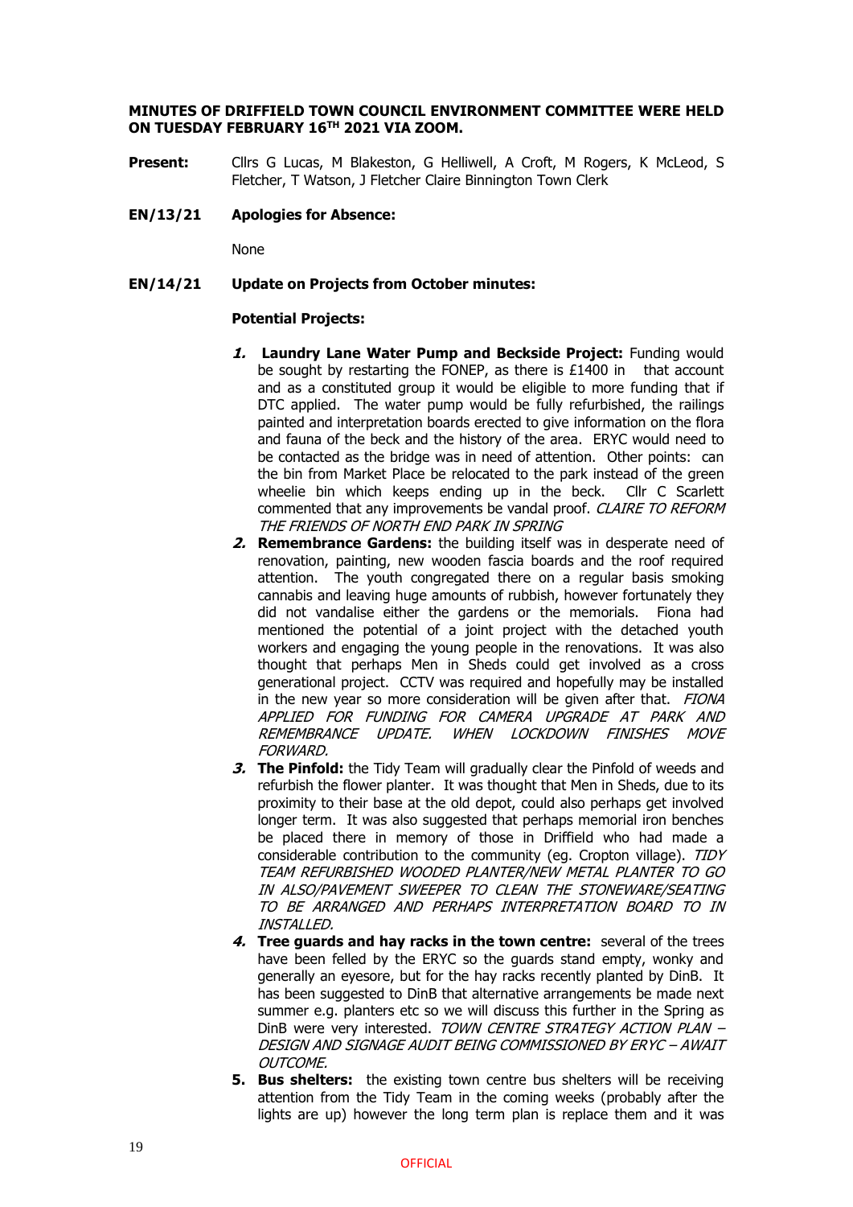**MINUTES OF DRIFFIELD TOWN COUNCIL ENVIRONMENT COMMITTEE WERE HELD ON TUESDAY FEBRUARY 16TH 2021 VIA ZOOM.**

**Present:** Cllrs G Lucas, M Blakeston, G Helliwell, A Croft, M Rogers, K McLeod, S Fletcher, T Watson, J Fletcher Claire Binnington Town Clerk

**EN/13/21 Apologies for Absence:**

None

**EN/14/21 Update on Projects from October minutes:**

**Potential Projects:**

1. **Laundry Lane Water Pump and Beckside Project:** Funding would be sought by restarting the FONEP, as there is £1400 in that account and as a constituted group it would be eligible to more funding that if DTC applied. The water pump would be fully refurbished, the railings painted and interpretation boards erected to give information on the flora and fauna of the beck and the history of the area. ERYC would need to be contacted as the bridge was in need of attention. Other points: can the bin from Market Place be relocated to the park instead of the green wheelie bin which keeps ending up in the beck. Cllr C Scarlett commented that any improvements be vandal proof. *CLAIRE TO REFORM THE FRIENDS OF NORTH END PARK IN SPRING*
2. **Remembrance Gardens:** the building itself was in desperate need of renovation, painting, new wooden fascia boards and the roof required attention. The youth congregated there on a regular basis smoking cannabis and leaving huge amounts of rubbish, however fortunately they did not vandalise either the gardens or the memorials. Fiona had mentioned the potential of a joint project with the detached youth workers and engaging the young people in the renovations. It was also thought that perhaps Men in Sheds could get involved as a cross generational project. CCTV was required and hopefully may be installed in the new year so more consideration will be given after that. *FIONA APPLIED FOR FUNDING FOR CAMERA UPGRADE AT PARK AND REMEMBRANCE UPDATE. WHEN LOCKDOWN FINISHES MOVE FORWARD.*
3. **The Pinfold:** the Tidy Team will gradually clear the Pinfold of weeds and refurbish the flower planter. It was thought that Men in Sheds, due to its proximity to their base at the old depot, could also perhaps get involved longer term. It was also suggested that perhaps memorial iron benches be placed there in memory of those in Driffield who had made a considerable contribution to the community (eg. Cropton village). *TIDY TEAM REFURBISHED WOODED PLANTER/NEW METAL PLANTER TO GO IN ALSO/PAVEMENT SWEEPER TO CLEAN THE STONEWARE/SEATING TO BE ARRANGED AND PERHAPS INTERPRETATION BOARD TO IN INSTALLED.*
4. **Tree guards and hay racks in the town centre:** several of the trees have been felled by the ERYC so the guards stand empty, wonky and generally an eyesore, but for the hay racks recently planted by DinB. It has been suggested to DinB that alternative arrangements be made next summer e.g. planters etc so we will discuss this further in the Spring as DinB were very interested. *TOWN CENTRE STRATEGY ACTION PLAN – DESIGN AND SIGNAGE AUDIT BEING COMMISSIONED BY ERYC – AWAIT OUTCOME.*
5. **Bus shelters:** the existing town centre bus shelters will be receiving attention from the Tidy Team in the coming weeks (probably after the lights are up) however the long term plan is replace them and it was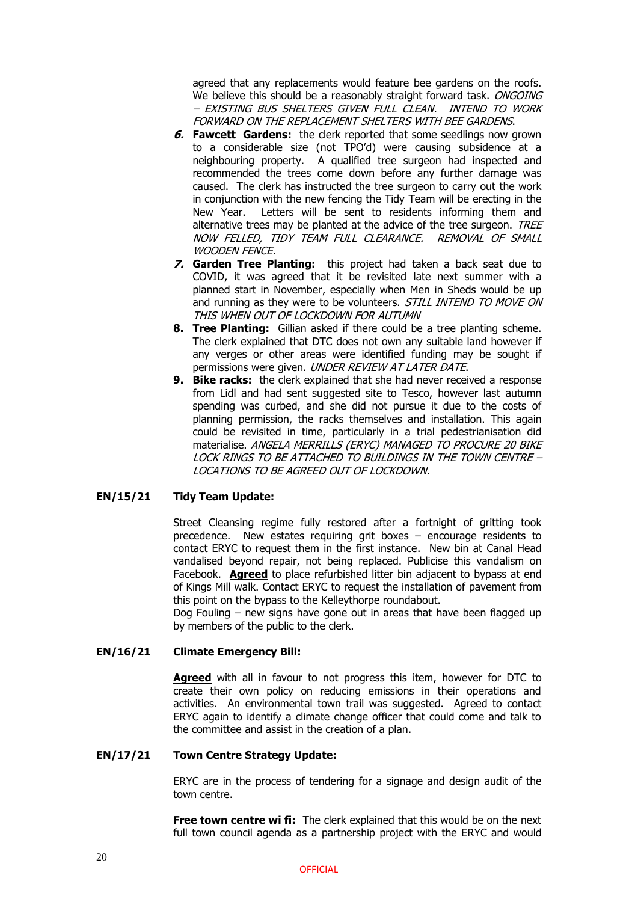agreed that any replacements would feature bee gardens on the roofs. We believe this should be a reasonably straight forward task. *ONGOING – EXISTING BUS SHELTERS GIVEN FULL CLEAN. INTEND TO WORK FORWARD ON THE REPLACEMENT SHELTERS WITH BEE GARDENS.*

6. **Fawcett Gardens:** the clerk reported that some seedlings now grown to a considerable size (not TPO'd) were causing subsidence at a neighbouring property. A qualified tree surgeon had inspected and recommended the trees come down before any further damage was caused. The clerk has instructed the tree surgeon to carry out the work in conjunction with the new fencing the Tidy Team will be erecting in the New Year. Letters will be sent to residents informing them and alternative trees may be planted at the advice of the tree surgeon. *TREE NOW FELLED, TIDY TEAM FULL CLEARANCE. REMOVAL OF SMALL WOODEN FENCE.*
7. **Garden Tree Planting:** this project had taken a back seat due to COVID, it was agreed that it be revisited late next summer with a planned start in November, especially when Men in Sheds would be up and running as they were to be volunteers. *STILL INTEND TO MOVE ON THIS WHEN OUT OF LOCKDOWN FOR AUTUMN*
8. **Tree Planting:** Gillian asked if there could be a tree planting scheme. The clerk explained that DTC does not own any suitable land however if any verges or other areas were identified funding may be sought if permissions were given. *UNDER REVIEW AT LATER DATE.*
9. **Bike racks:** the clerk explained that she had never received a response from Lidl and had sent suggested site to Tesco, however last autumn spending was curbed, and she did not pursue it due to the costs of planning permission, the racks themselves and installation. This again could be revisited in time, particularly in a trial pedestrianisation did materialise. *ANGELA MERRILLS (ERYC) MANAGED TO PROCURE 20 BIKE LOCK RINGS TO BE ATTACHED TO BUILDINGS IN THE TOWN CENTRE – LOCATIONS TO BE AGREED OUT OF LOCKDOWN.*

**EN/15/21 Tidy Team Update:**

Street Cleansing regime fully restored after a fortnight of gritting took precedence. New estates requiring grit boxes – encourage residents to contact ERYC to request them in the first instance. New bin at Canal Head vandalised beyond repair, not being replaced. Publicise this vandalism on Facebook. **Agreed** to place refurbished litter bin adjacent to bypass at end of Kings Mill walk. Contact ERYC to request the installation of pavement from this point on the bypass to the Kelleythorpe roundabout.

Dog Fouling – new signs have gone out in areas that have been flagged up by members of the public to the clerk.

**EN/16/21 Climate Emergency Bill:**

**Agreed** with all in favour to not progress this item, however for DTC to create their own policy on reducing emissions in their operations and activities. An environmental town trail was suggested. Agreed to contact ERYC again to identify a climate change officer that could come and talk to the committee and assist in the creation of a plan.

**EN/17/21 Town Centre Strategy Update:**

ERYC are in the process of tendering for a signage and design audit of the town centre.

**Free town centre wi fi:** The clerk explained that this would be on the next full town council agenda as a partnership project with the ERYC and would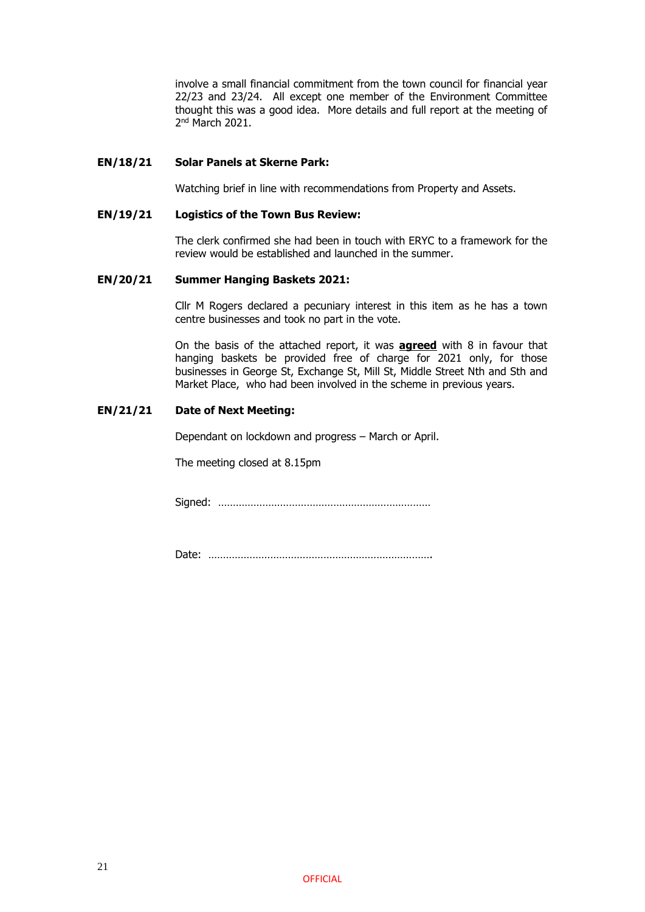involve a small financial commitment from the town council for financial year 22/23 and 23/24. All except one member of the Environment Committee thought this was a good idea. More details and full report at the meeting of 2nd March 2021.

**EN/18/21 Solar Panels at Skerne Park:**

Watching brief in line with recommendations from Property and Assets.

**EN/19/21 Logistics of the Town Bus Review:**

The clerk confirmed she had been in touch with ERYC to a framework for the review would be established and launched in the summer.

**EN/20/21 Summer Hanging Baskets 2021:**

Cllr M Rogers declared a pecuniary interest in this item as he has a town centre businesses and took no part in the vote.

On the basis of the attached report, it was **agreed** with 8 in favour that hanging baskets be provided free of charge for 2021 only, for those businesses in George St, Exchange St, Mill St, Middle Street Nth and Sth and Market Place, who had been involved in the scheme in previous years.

**EN/21/21 Date of Next Meeting:**

Dependant on lockdown and progress – March or April.

The meeting closed at 8.15pm

Signed: ………………………………………………………………

Date: ………………………………………………………………….

OFFICIAL